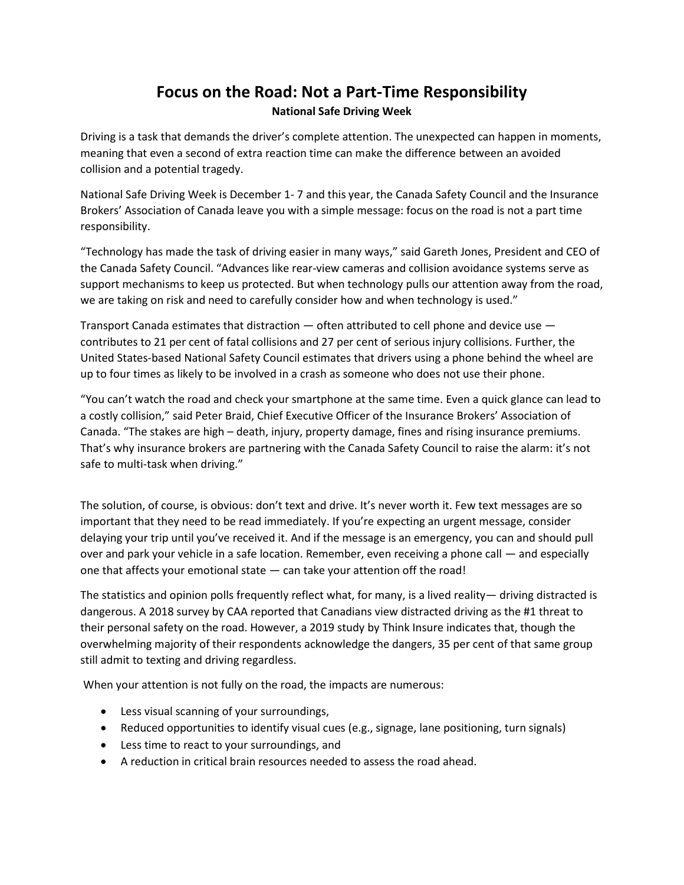# Focus on the Road: Not a Part-Time Responsibility

**National Safe Driving Week**

Driving is a task that demands the driver's complete attention. The unexpected can happen in moments, meaning that even a second of extra reaction time can make the difference between an avoided collision and a potential tragedy.

National Safe Driving Week is December 1- 7 and this year, the Canada Safety Council and the Insurance Brokers' Association of Canada leave you with a simple message: focus on the road is not a part time responsibility.

"Technology has made the task of driving easier in many ways," said Gareth Jones, President and CEO of the Canada Safety Council. "Advances like rear-view cameras and collision avoidance systems serve as support mechanisms to keep us protected. But when technology pulls our attention away from the road, we are taking on risk and need to carefully consider how and when technology is used."

Transport Canada estimates that distraction — often attributed to cell phone and device use — contributes to 21 per cent of fatal collisions and 27 per cent of serious injury collisions. Further, the United States-based National Safety Council estimates that drivers using a phone behind the wheel are up to four times as likely to be involved in a crash as someone who does not use their phone.

"You can't watch the road and check your smartphone at the same time. Even a quick glance can lead to a costly collision," said Peter Braid, Chief Executive Officer of the Insurance Brokers' Association of Canada. "The stakes are high – death, injury, property damage, fines and rising insurance premiums. That's why insurance brokers are partnering with the Canada Safety Council to raise the alarm: it's not safe to multi-task when driving."

The solution, of course, is obvious: don't text and drive. It's never worth it. Few text messages are so important that they need to be read immediately. If you're expecting an urgent message, consider delaying your trip until you've received it. And if the message is an emergency, you can and should pull over and park your vehicle in a safe location. Remember, even receiving a phone call — and especially one that affects your emotional state — can take your attention off the road!

The statistics and opinion polls frequently reflect what, for many, is a lived reality— driving distracted is dangerous. A 2018 survey by CAA reported that Canadians view distracted driving as the #1 threat to their personal safety on the road. However, a 2019 study by Think Insure indicates that, though the overwhelming majority of their respondents acknowledge the dangers, 35 per cent of that same group still admit to texting and driving regardless.

When your attention is not fully on the road, the impacts are numerous:

- Less visual scanning of your surroundings,
- Reduced opportunities to identify visual cues (e.g., signage, lane positioning, turn signals)
- Less time to react to your surroundings, and
- A reduction in critical brain resources needed to assess the road ahead.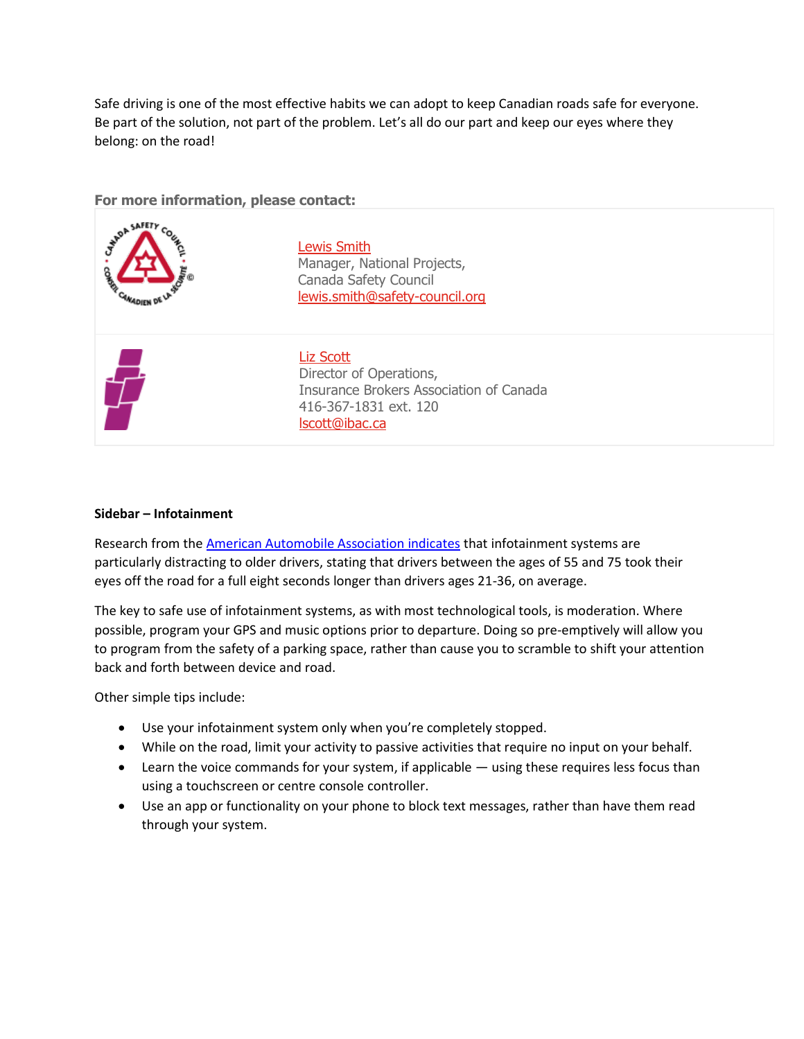Safe driving is one of the most effective habits we can adopt to keep Canadian roads safe for everyone. Be part of the solution, not part of the problem. Let's all do our part and keep our eyes where they belong: on the road!

**For more information, please contact:**

| | |
|---|---|
| | Lewis Smith<br>Manager, National Projects,<br>Canada Safety Council<br>lewis.smith@safety-council.org |
| | Liz Scott<br>Director of Operations,<br>Insurance Brokers Association of Canada<br>416-367-1831 ext. 120<br>lscott@ibac.ca |

**Sidebar – Infotainment**

Research from the American Automobile Association indicates that infotainment systems are particularly distracting to older drivers, stating that drivers between the ages of 55 and 75 took their eyes off the road for a full eight seconds longer than drivers ages 21-36, on average.

The key to safe use of infotainment systems, as with most technological tools, is moderation. Where possible, program your GPS and music options prior to departure. Doing so pre-emptively will allow you to program from the safety of a parking space, rather than cause you to scramble to shift your attention back and forth between device and road.

Other simple tips include:

- Use your infotainment system only when you're completely stopped.
- While on the road, limit your activity to passive activities that require no input on your behalf.
- Learn the voice commands for your system, if applicable — using these requires less focus than using a touchscreen or centre console controller.
- Use an app or functionality on your phone to block text messages, rather than have them read through your system.